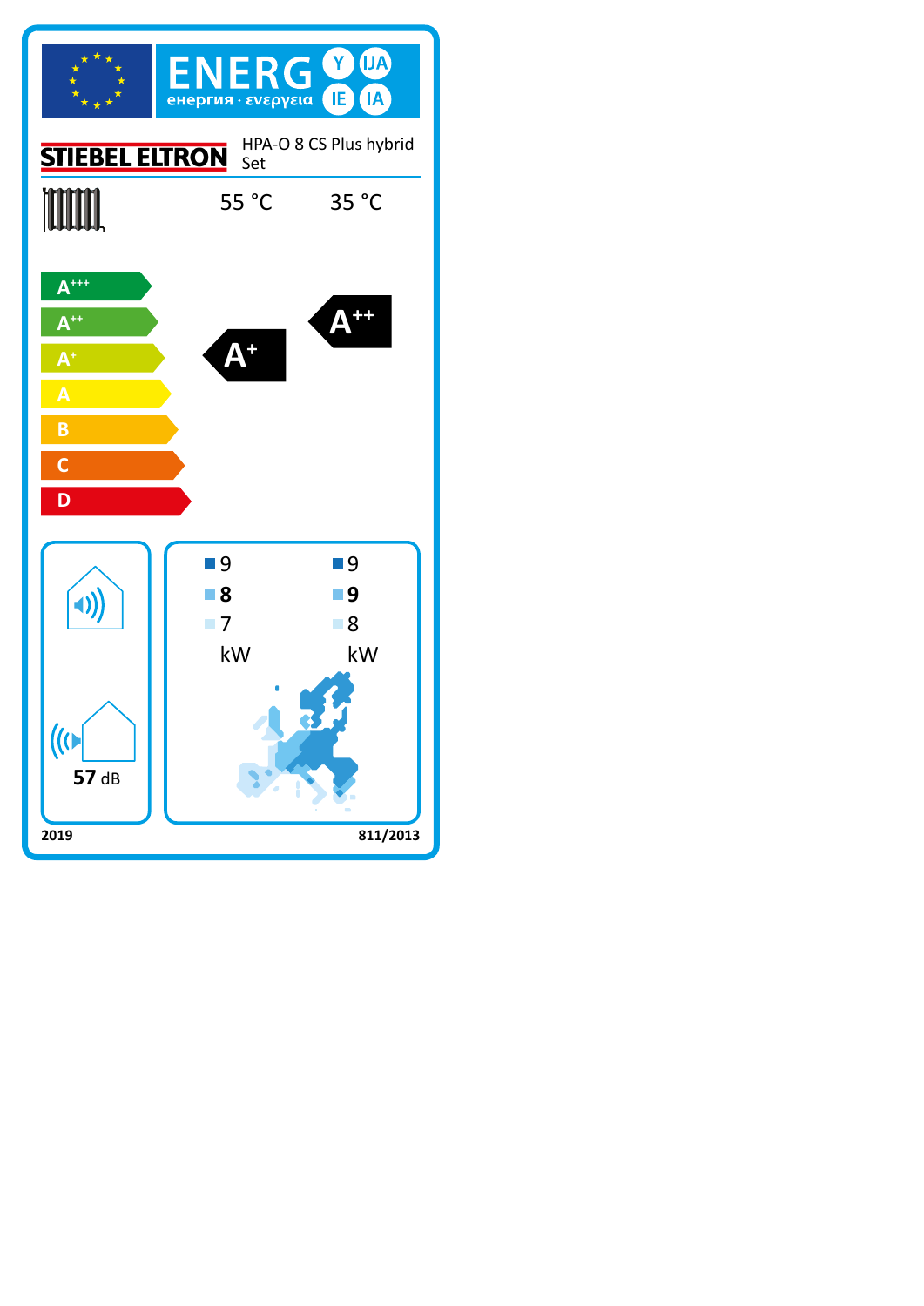# ENERG

енергия · ενεργεια

Y IJA IE IA

**STIEBEL ELTRON** HPA-O 8 CS Plus hybrid Set

| | 55 °C | 35 °C |
|---|---|---|
| Energy class | A+ | A++ |

A+++ / A++ / A+ / A / B / C / D

| | 55 °C | 35 °C |
|---|---|---|
| ■ | 9 | 9 |
| ■ | **8** | **9** |
| ■ | 7 | 8 |
| | kW | kW |

57 dB

2019 811/2013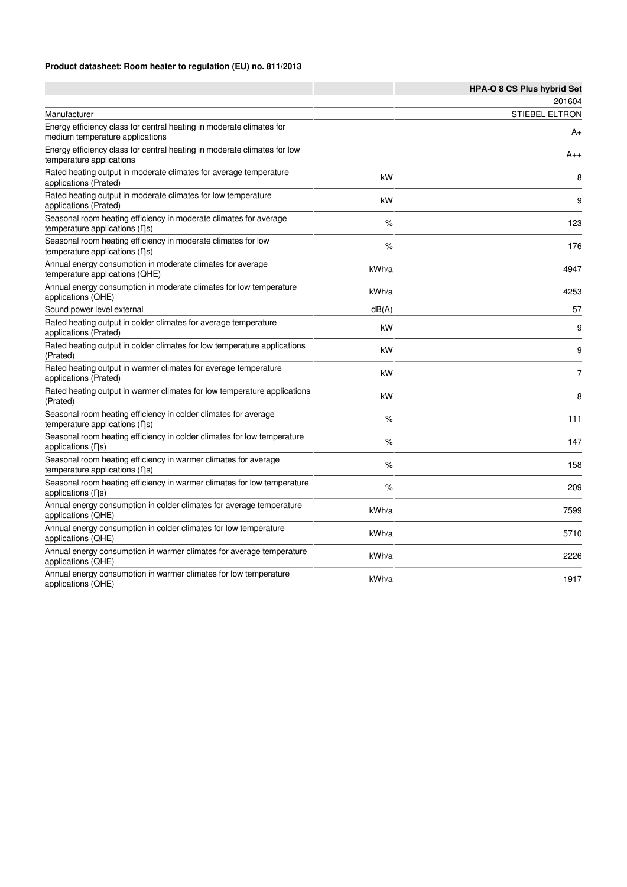**Product datasheet: Room heater to regulation (EU) no. 811/2013**

| | | HPA-O 8 CS Plus hybrid Set |
|---|---|---|
| | | 201604 |
| Manufacturer | | STIEBEL ELTRON |
| Energy efficiency class for central heating in moderate climates for medium temperature applications | | A+ |
| Energy efficiency class for central heating in moderate climates for low temperature applications | | A++ |
| Rated heating output in moderate climates for average temperature applications (Prated) | kW | 8 |
| Rated heating output in moderate climates for low temperature applications (Prated) | kW | 9 |
| Seasonal room heating efficiency in moderate climates for average temperature applications (ƞs) | % | 123 |
| Seasonal room heating efficiency in moderate climates for low temperature applications (ƞs) | % | 176 |
| Annual energy consumption in moderate climates for average temperature applications (QHE) | kWh/a | 4947 |
| Annual energy consumption in moderate climates for low temperature applications (QHE) | kWh/a | 4253 |
| Sound power level external | dB(A) | 57 |
| Rated heating output in colder climates for average temperature applications (Prated) | kW | 9 |
| Rated heating output in colder climates for low temperature applications (Prated) | kW | 9 |
| Rated heating output in warmer climates for average temperature applications (Prated) | kW | 7 |
| Rated heating output in warmer climates for low temperature applications (Prated) | kW | 8 |
| Seasonal room heating efficiency in colder climates for average temperature applications (ƞs) | % | 111 |
| Seasonal room heating efficiency in colder climates for low temperature applications (ƞs) | % | 147 |
| Seasonal room heating efficiency in warmer climates for average temperature applications (ƞs) | % | 158 |
| Seasonal room heating efficiency in warmer climates for low temperature applications (ƞs) | % | 209 |
| Annual energy consumption in colder climates for average temperature applications (QHE) | kWh/a | 7599 |
| Annual energy consumption in colder climates for low temperature applications (QHE) | kWh/a | 5710 |
| Annual energy consumption in warmer climates for average temperature applications (QHE) | kWh/a | 2226 |
| Annual energy consumption in warmer climates for low temperature applications (QHE) | kWh/a | 1917 |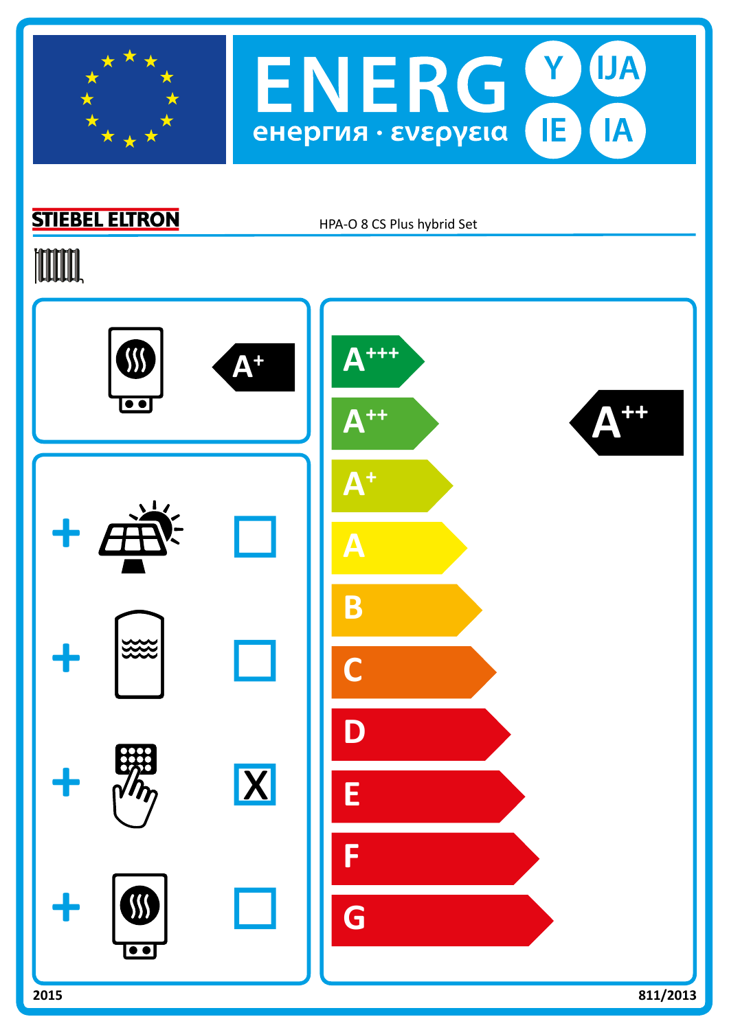# ENERG Y IJA IE IA

енергия · ενεργεια

**STIEBEL ELTRON** HPA-O 8 CS Plus hybrid Set

A+

| | |
|---|---|
| + | ☐ |
| + | ☐ |
| + | X |
| + | ☐ |

A+++

A++

A+

A

B

C

D

E

F

G

**A++**

2015 811/2013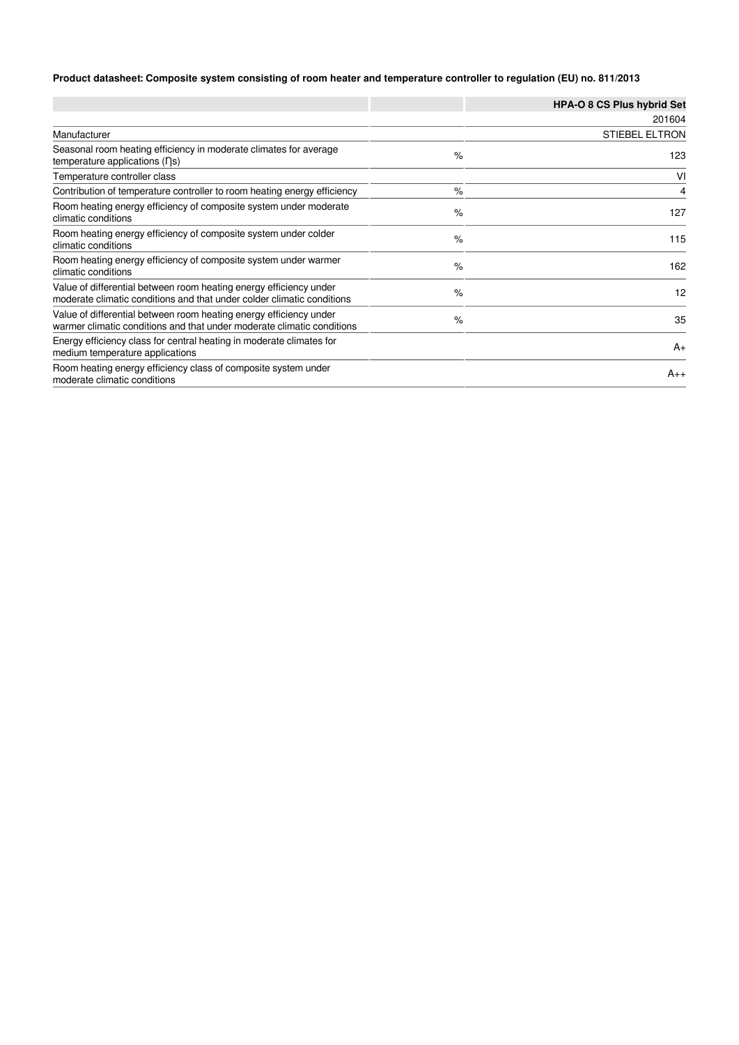**Product datasheet: Composite system consisting of room heater and temperature controller to regulation (EU) no. 811/2013**

| | | HPA-O 8 CS Plus hybrid Set |
|---|---|---|
| | | 201604 |
| Manufacturer | | STIEBEL ELTRON |
| Seasonal room heating efficiency in moderate climates for average temperature applications (ηs) | % | 123 |
| Temperature controller class | | VI |
| Contribution of temperature controller to room heating energy efficiency | % | 4 |
| Room heating energy efficiency of composite system under moderate climatic conditions | % | 127 |
| Room heating energy efficiency of composite system under colder climatic conditions | % | 115 |
| Room heating energy efficiency of composite system under warmer climatic conditions | % | 162 |
| Value of differential between room heating energy efficiency under moderate climatic conditions and that under colder climatic conditions | % | 12 |
| Value of differential between room heating energy efficiency under warmer climatic conditions and that under moderate climatic conditions | % | 35 |
| Energy efficiency class for central heating in moderate climates for medium temperature applications | | A+ |
| Room heating energy efficiency class of composite system under moderate climatic conditions | | A++ |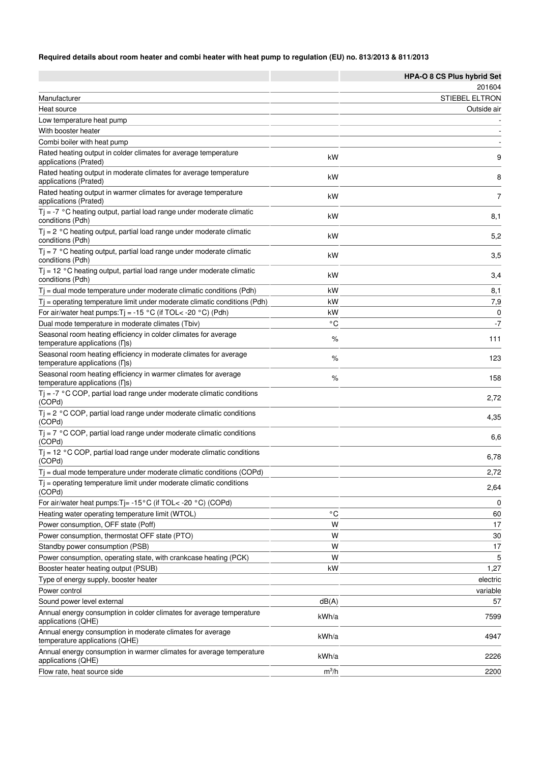**Required details about room heater and combi heater with heat pump to regulation (EU) no. 813/2013 & 811/2013**

| | | HPA-O 8 CS Plus hybrid Set |
|---|---|---|
| | | 201604 |
| Manufacturer | | STIEBEL ELTRON |
| Heat source | | Outside air |
| Low temperature heat pump | | - |
| With booster heater | | - |
| Combi boiler with heat pump | | - |
| Rated heating output in colder climates for average temperature applications (Prated) | kW | 9 |
| Rated heating output in moderate climates for average temperature applications (Prated) | kW | 8 |
| Rated heating output in warmer climates for average temperature applications (Prated) | kW | 7 |
| Tj = -7 °C heating output, partial load range under moderate climatic conditions (Pdh) | kW | 8,1 |
| Tj = 2 °C heating output, partial load range under moderate climatic conditions (Pdh) | kW | 5,2 |
| Tj = 7 °C heating output, partial load range under moderate climatic conditions (Pdh) | kW | 3,5 |
| Tj = 12 °C heating output, partial load range under moderate climatic conditions (Pdh) | kW | 3,4 |
| Tj = dual mode temperature under moderate climatic conditions (Pdh) | kW | 8,1 |
| Tj = operating temperature limit under moderate climatic conditions (Pdh) | kW | 7,9 |
| For air/water heat pumps:Tj = -15 °C (if TOL< -20 °C) (Pdh) | kW | 0 |
| Dual mode temperature in moderate climates (Tbiv) | °C | -7 |
| Seasonal room heating efficiency in colder climates for average temperature applications (ηs) | % | 111 |
| Seasonal room heating efficiency in moderate climates for average temperature applications (ηs) | % | 123 |
| Seasonal room heating efficiency in warmer climates for average temperature applications (ηs) | % | 158 |
| Tj = -7 °C COP, partial load range under moderate climatic conditions (COPd) | | 2,72 |
| Tj = 2 °C COP, partial load range under moderate climatic conditions (COPd) | | 4,35 |
| Tj = 7 °C COP, partial load range under moderate climatic conditions (COPd) | | 6,6 |
| Tj = 12 °C COP, partial load range under moderate climatic conditions (COPd) | | 6,78 |
| Tj = dual mode temperature under moderate climatic conditions (COPd) | | 2,72 |
| Tj = operating temperature limit under moderate climatic conditions (COPd) | | 2,64 |
| For air/water heat pumps:Tj= -15°C (if TOL< -20 °C) (COPd) | | 0 |
| Heating water operating temperature limit (WTOL) | °C | 60 |
| Power consumption, OFF state (Poff) | W | 17 |
| Power consumption, thermostat OFF state (PTO) | W | 30 |
| Standby power consumption (PSB) | W | 17 |
| Power consumption, operating state, with crankcase heating (PCK) | W | 5 |
| Booster heater heating output (PSUB) | kW | 1,27 |
| Type of energy supply, booster heater | | electric |
| Power control | | variable |
| Sound power level external | dB(A) | 57 |
| Annual energy consumption in colder climates for average temperature applications (QHE) | kWh/a | 7599 |
| Annual energy consumption in moderate climates for average temperature applications (QHE) | kWh/a | 4947 |
| Annual energy consumption in warmer climates for average temperature applications (QHE) | kWh/a | 2226 |
| Flow rate, heat source side | $m^3/h$ | 2200 |